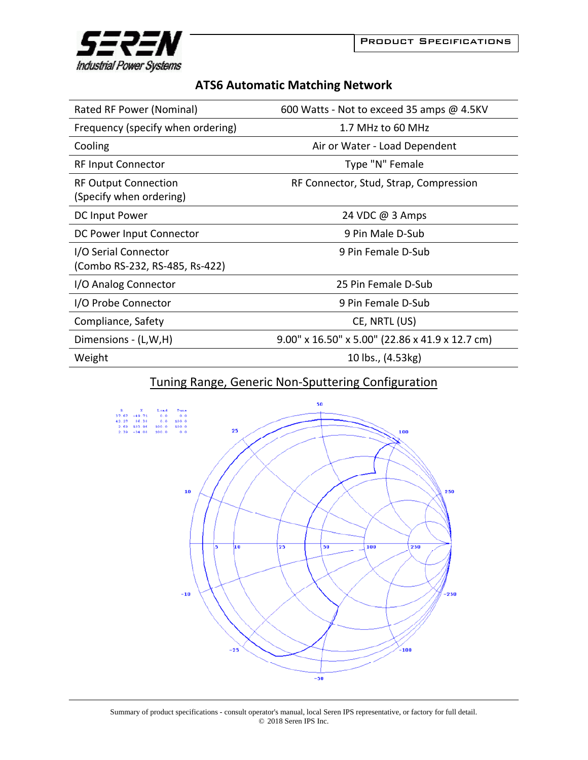**PRODUCT SPECIFICATIONS**

# ATS6 Automatic Matching Network

| | |
|---|---|
| Rated RF Power (Nominal) | 600 Watts - Not to exceed 35 amps @ 4.5KV |
| Frequency (specify when ordering) | 1.7 MHz to 60 MHz |
| Cooling | Air or Water - Load Dependent |
| RF Input Connector | Type "N" Female |
| RF Output Connection (Specify when ordering) | RF Connector, Stud, Strap, Compression |
| DC Input Power | 24 VDC @ 3 Amps |
| DC Power Input Connector | 9 Pin Male D-Sub |
| I/O Serial Connector (Combo RS-232, RS-485, Rs-422) | 9 Pin Female D-Sub |
| I/O Analog Connector | 25 Pin Female D-Sub |
| I/O Probe Connector | 9 Pin Female D-Sub |
| Compliance, Safety | CE, NRTL (US) |
| Dimensions - (L,W,H) | 9.00" x 16.50" x 5.00" (22.86 x 41.9 x 12.7 cm) |
| Weight | 10 lbs., (4.53kg) |

## Tuning Range, Generic Non-Sputtering Configuration

| R | X | Load | Tune |
|---|---|---|---|
| 37.67 | -49.71 | 0.0 | 0.0 |
| 42.27 | 16.34 | 0.0 | 100.0 |
| 2.69 | 103.94 | 100.0 | 100.0 |
| 2.39 | -34.08 | 100.0 | 0.0 |

Summary of product specifications - consult operator's manual, local Seren IPS representative, or factory for full detail.
© 2018 Seren IPS Inc.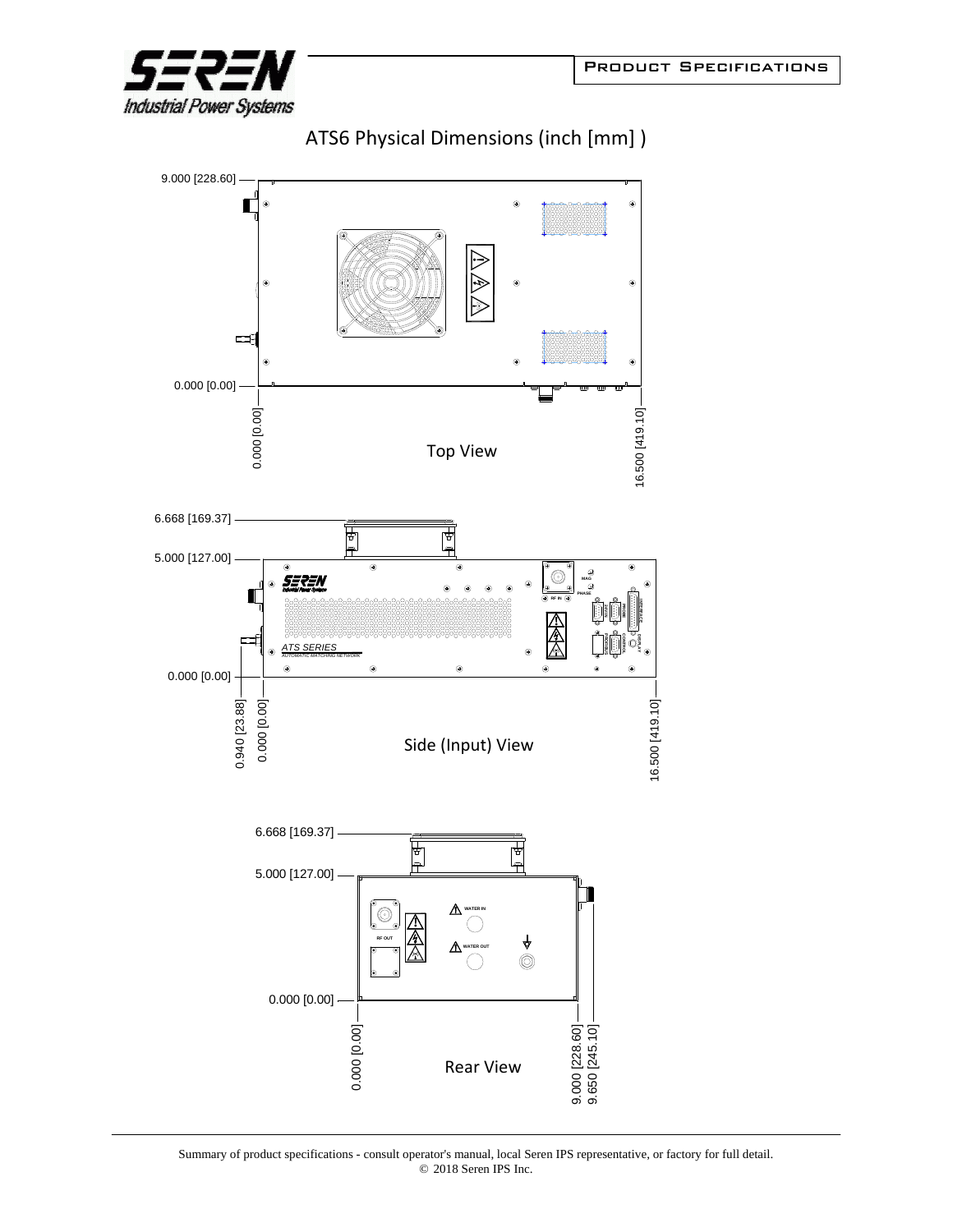# ATS6 Physical Dimensions (inch [mm] )

9.000 [228.60]

0.000 [0.00]

0.000 [0.00]

16.500 [419.10]

Top View

6.668 [169.37]

5.000 [127.00]

0.000 [0.00]

0.940 [23.88]

0.000 [0.00]

16.500 [419.10]

RF IN

MAG

PHASE

ATS SERIES

AUTOMATIC MATCHING NETWORK

Side (Input) View

6.668 [169.37]

5.000 [127.00]

0.000 [0.00]

0.000 [0.00]

9.000 [228.60]

9.650 [245.10]

RF OUT

WATER IN

WATER OUT

Rear View

Summary of product specifications - consult operator's manual, local Seren IPS representative, or factory for full detail.
© 2018 Seren IPS Inc.